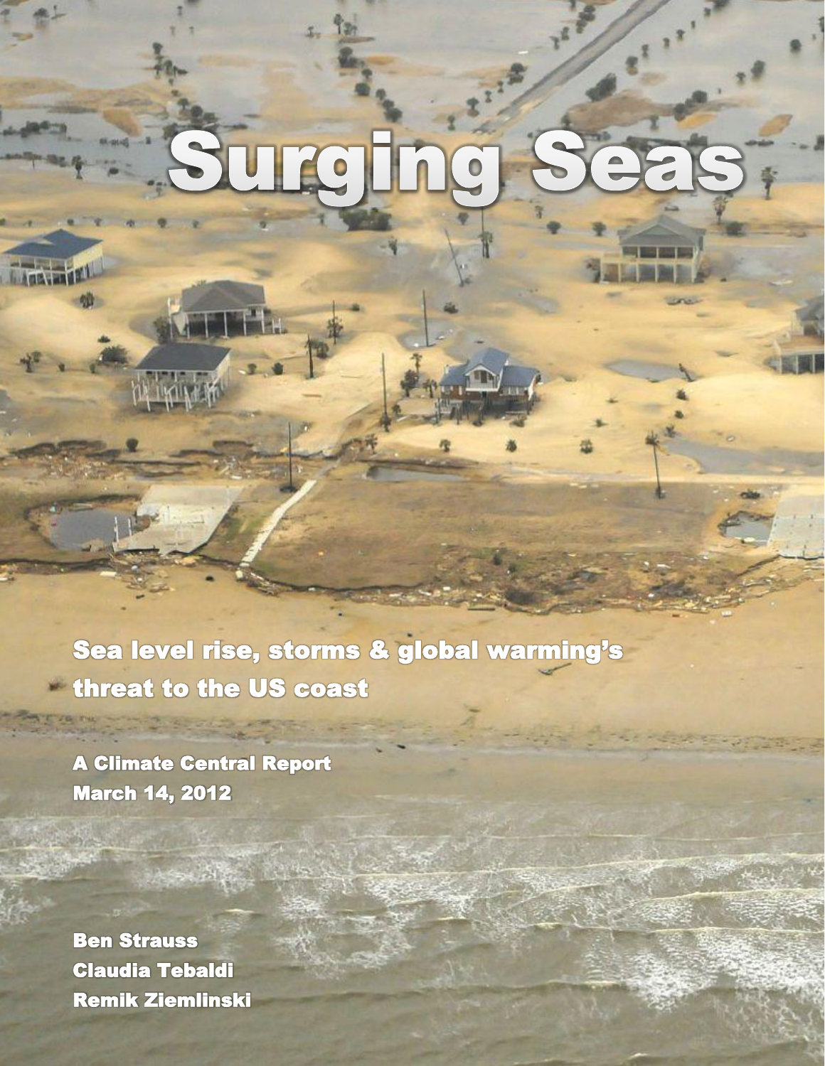# Surging Seas

## Sea level rise, storms & global warming's threat to the US coast

**A Climate Central Report**
**March 14, 2012**

**Ben Strauss**
**Claudia Tebaldi**
**Remik Ziemlinski**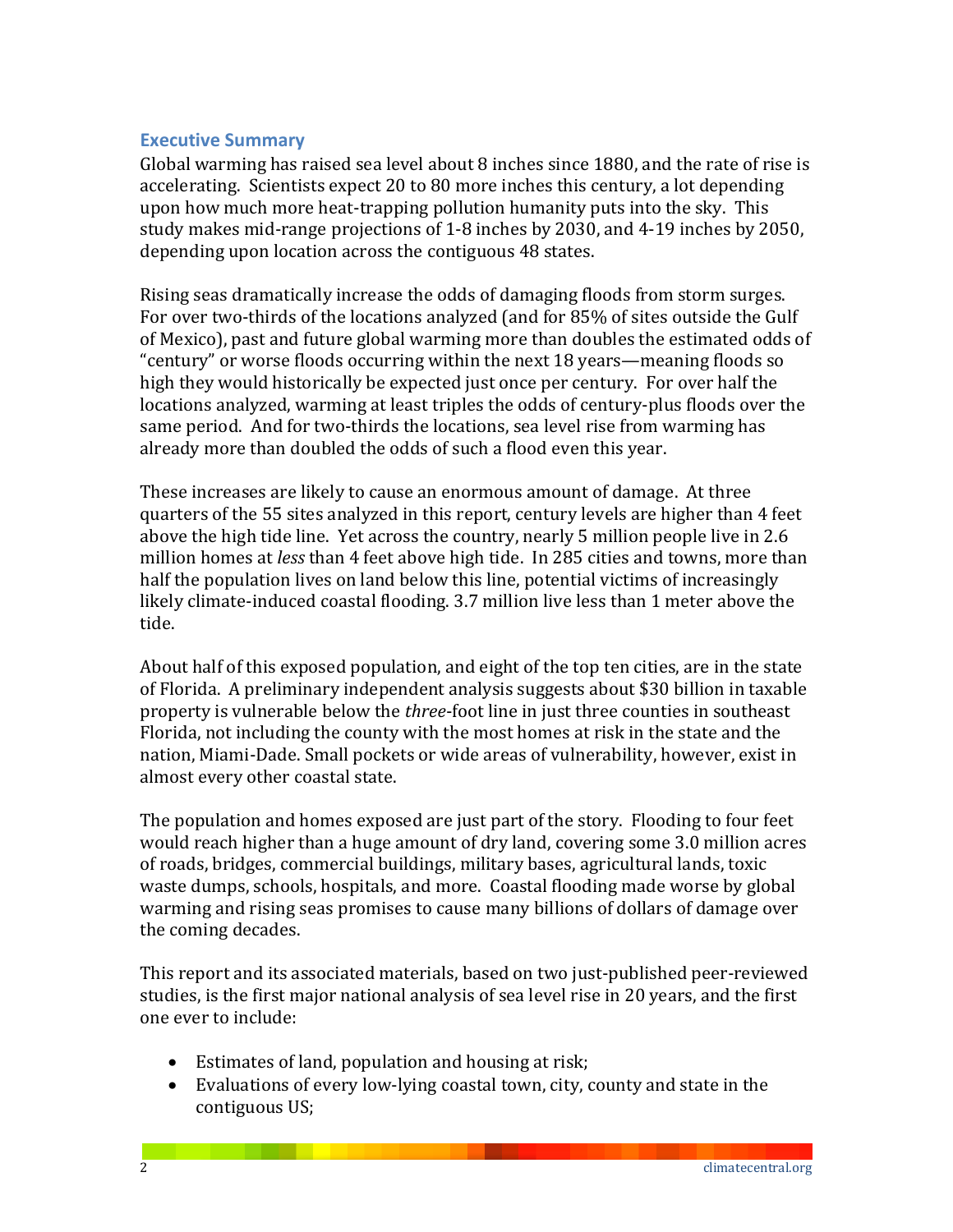## Executive Summary

Global warming has raised sea level about 8 inches since 1880, and the rate of rise is accelerating. Scientists expect 20 to 80 more inches this century, a lot depending upon how much more heat-trapping pollution humanity puts into the sky. This study makes mid-range projections of 1-8 inches by 2030, and 4-19 inches by 2050, depending upon location across the contiguous 48 states.

Rising seas dramatically increase the odds of damaging floods from storm surges. For over two-thirds of the locations analyzed (and for 85% of sites outside the Gulf of Mexico), past and future global warming more than doubles the estimated odds of "century" or worse floods occurring within the next 18 years—meaning floods so high they would historically be expected just once per century. For over half the locations analyzed, warming at least triples the odds of century-plus floods over the same period. And for two-thirds the locations, sea level rise from warming has already more than doubled the odds of such a flood even this year.

These increases are likely to cause an enormous amount of damage. At three quarters of the 55 sites analyzed in this report, century levels are higher than 4 feet above the high tide line. Yet across the country, nearly 5 million people live in 2.6 million homes at *less* than 4 feet above high tide. In 285 cities and towns, more than half the population lives on land below this line, potential victims of increasingly likely climate-induced coastal flooding. 3.7 million live less than 1 meter above the tide.

About half of this exposed population, and eight of the top ten cities, are in the state of Florida. A preliminary independent analysis suggests about $30 billion in taxable property is vulnerable below the *three*-foot line in just three counties in southeast Florida, not including the county with the most homes at risk in the state and the nation, Miami-Dade. Small pockets or wide areas of vulnerability, however, exist in almost every other coastal state.

The population and homes exposed are just part of the story. Flooding to four feet would reach higher than a huge amount of dry land, covering some 3.0 million acres of roads, bridges, commercial buildings, military bases, agricultural lands, toxic waste dumps, schools, hospitals, and more. Coastal flooding made worse by global warming and rising seas promises to cause many billions of dollars of damage over the coming decades.

This report and its associated materials, based on two just-published peer-reviewed studies, is the first major national analysis of sea level rise in 20 years, and the first one ever to include:

- Estimates of land, population and housing at risk;
- Evaluations of every low-lying coastal town, city, county and state in the contiguous US;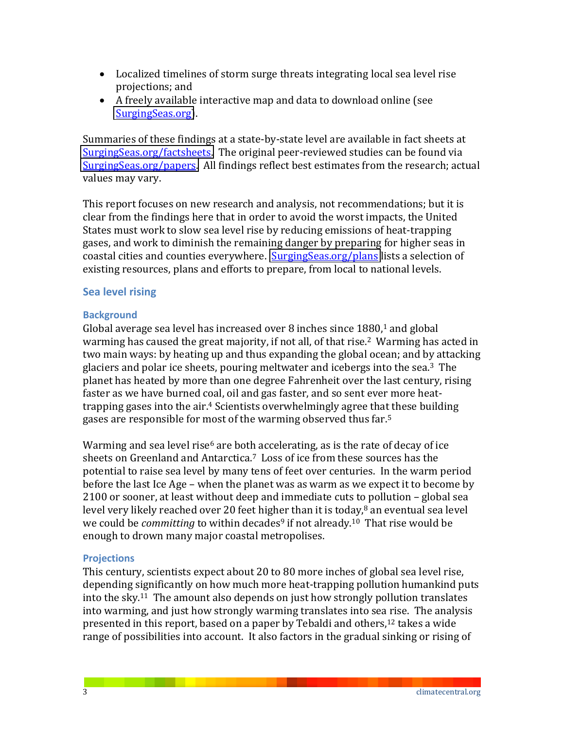- Localized timelines of storm surge threats integrating local sea level rise projections; and
- A freely available interactive map and data to download online (see SurgingSeas.org).

Summaries of these findings at a state-by-state level are available in fact sheets at SurgingSeas.org/factsheets. The original peer-reviewed studies can be found via SurgingSeas.org/papers. All findings reflect best estimates from the research; actual values may vary.

This report focuses on new research and analysis, not recommendations; but it is clear from the findings here that in order to avoid the worst impacts, the United States must work to slow sea level rise by reducing emissions of heat-trapping gases, and work to diminish the remaining danger by preparing for higher seas in coastal cities and counties everywhere. SurgingSeas.org/plans lists a selection of existing resources, plans and efforts to prepare, from local to national levels.

## Sea level rising

### Background

Global average sea level has increased over 8 inches since 1880,[1] and global warming has caused the great majority, if not all, of that rise.[2] Warming has acted in two main ways: by heating up and thus expanding the global ocean; and by attacking glaciers and polar ice sheets, pouring meltwater and icebergs into the sea.[3] The planet has heated by more than one degree Fahrenheit over the last century, rising faster as we have burned coal, oil and gas faster, and so sent ever more heat-trapping gases into the air.[4] Scientists overwhelmingly agree that these building gases are responsible for most of the warming observed thus far.[5]

Warming and sea level rise[6] are both accelerating, as is the rate of decay of ice sheets on Greenland and Antarctica.[7] Loss of ice from these sources has the potential to raise sea level by many tens of feet over centuries. In the warm period before the last Ice Age – when the planet was as warm as we expect it to become by 2100 or sooner, at least without deep and immediate cuts to pollution – global sea level very likely reached over 20 feet higher than it is today,[8] an eventual sea level we could be *committing* to within decades[9] if not already.[10] That rise would be enough to drown many major coastal metropolises.

### Projections

This century, scientists expect about 20 to 80 more inches of global sea level rise, depending significantly on how much more heat-trapping pollution humankind puts into the sky.[11] The amount also depends on just how strongly pollution translates into warming, and just how strongly warming translates into sea rise. The analysis presented in this report, based on a paper by Tebaldi and others,[12] takes a wide range of possibilities into account. It also factors in the gradual sinking or rising of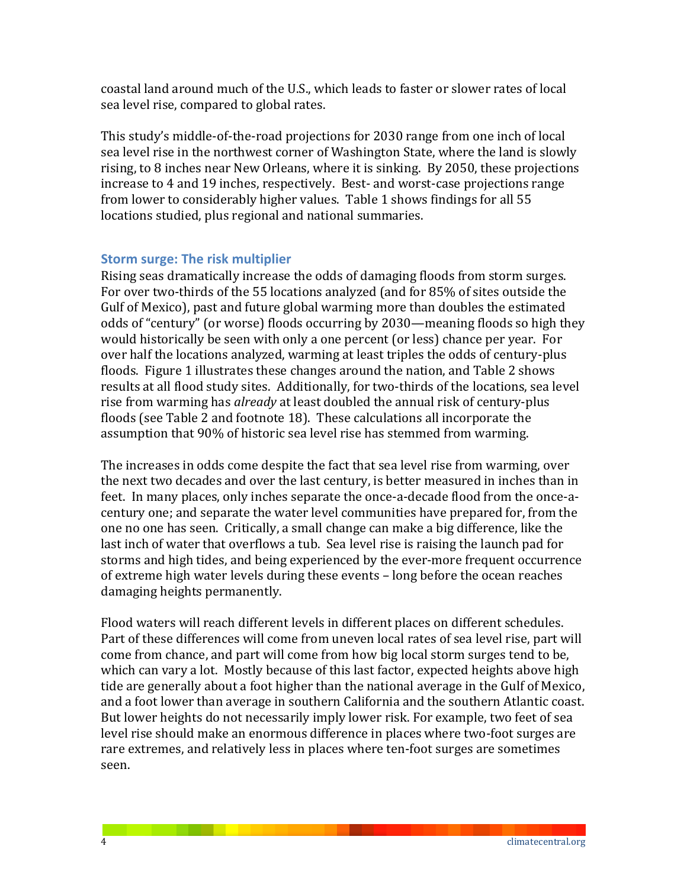coastal land around much of the U.S., which leads to faster or slower rates of local sea level rise, compared to global rates.

This study's middle-of-the-road projections for 2030 range from one inch of local sea level rise in the northwest corner of Washington State, where the land is slowly rising, to 8 inches near New Orleans, where it is sinking. By 2050, these projections increase to 4 and 19 inches, respectively. Best- and worst-case projections range from lower to considerably higher values. Table 1 shows findings for all 55 locations studied, plus regional and national summaries.

## Storm surge: The risk multiplier

Rising seas dramatically increase the odds of damaging floods from storm surges. For over two-thirds of the 55 locations analyzed (and for 85% of sites outside the Gulf of Mexico), past and future global warming more than doubles the estimated odds of "century" (or worse) floods occurring by 2030—meaning floods so high they would historically be seen with only a one percent (or less) chance per year. For over half the locations analyzed, warming at least triples the odds of century-plus floods. Figure 1 illustrates these changes around the nation, and Table 2 shows results at all flood study sites. Additionally, for two-thirds of the locations, sea level rise from warming has *already* at least doubled the annual risk of century-plus floods (see Table 2 and footnote 18). These calculations all incorporate the assumption that 90% of historic sea level rise has stemmed from warming.

The increases in odds come despite the fact that sea level rise from warming, over the next two decades and over the last century, is better measured in inches than in feet. In many places, only inches separate the once-a-decade flood from the once-a-century one; and separate the water level communities have prepared for, from the one no one has seen. Critically, a small change can make a big difference, like the last inch of water that overflows a tub. Sea level rise is raising the launch pad for storms and high tides, and being experienced by the ever-more frequent occurrence of extreme high water levels during these events – long before the ocean reaches damaging heights permanently.

Flood waters will reach different levels in different places on different schedules. Part of these differences will come from uneven local rates of sea level rise, part will come from chance, and part will come from how big local storm surges tend to be, which can vary a lot. Mostly because of this last factor, expected heights above high tide are generally about a foot higher than the national average in the Gulf of Mexico, and a foot lower than average in southern California and the southern Atlantic coast. But lower heights do not necessarily imply lower risk. For example, two feet of sea level rise should make an enormous difference in places where two-foot surges are rare extremes, and relatively less in places where ten-foot surges are sometimes seen.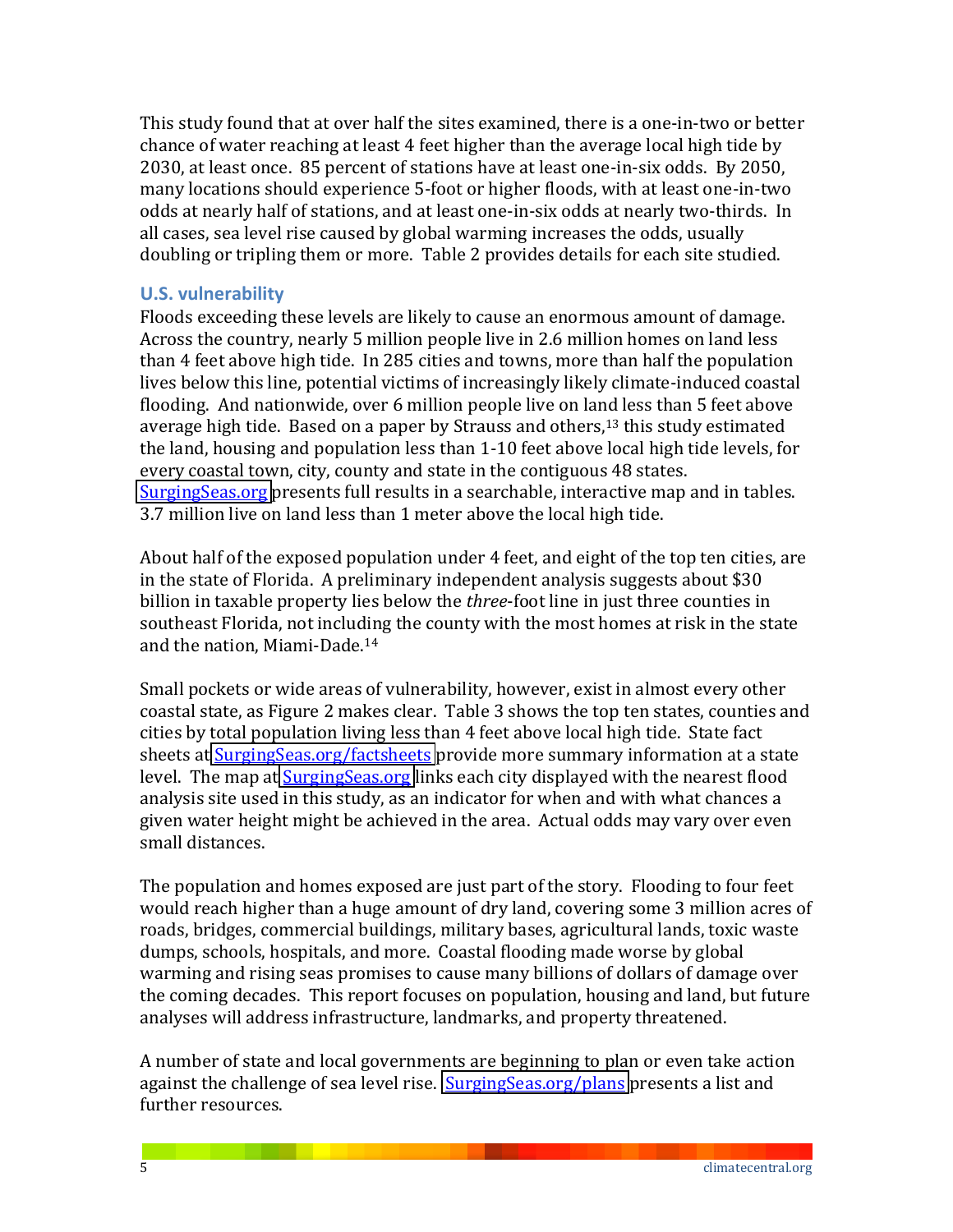This study found that at over half the sites examined, there is a one-in-two or better chance of water reaching at least 4 feet higher than the average local high tide by 2030, at least once. 85 percent of stations have at least one-in-six odds. By 2050, many locations should experience 5-foot or higher floods, with at least one-in-two odds at nearly half of stations, and at least one-in-six odds at nearly two-thirds. In all cases, sea level rise caused by global warming increases the odds, usually doubling or tripling them or more. Table 2 provides details for each site studied.

## U.S. vulnerability

Floods exceeding these levels are likely to cause an enormous amount of damage. Across the country, nearly 5 million people live in 2.6 million homes on land less than 4 feet above high tide. In 285 cities and towns, more than half the population lives below this line, potential victims of increasingly likely climate-induced coastal flooding. And nationwide, over 6 million people live on land less than 5 feet above average high tide. Based on a paper by Strauss and others,[13] this study estimated the land, housing and population less than 1-10 feet above local high tide levels, for every coastal town, city, county and state in the contiguous 48 states. SurgingSeas.org presents full results in a searchable, interactive map and in tables. 3.7 million live on land less than 1 meter above the local high tide.

About half of the exposed population under 4 feet, and eight of the top ten cities, are in the state of Florida. A preliminary independent analysis suggests about $30 billion in taxable property lies below the *three*-foot line in just three counties in southeast Florida, not including the county with the most homes at risk in the state and the nation, Miami-Dade.[14]

Small pockets or wide areas of vulnerability, however, exist in almost every other coastal state, as Figure 2 makes clear. Table 3 shows the top ten states, counties and cities by total population living less than 4 feet above local high tide. State fact sheets at SurgingSeas.org/factsheets provide more summary information at a state level. The map at SurgingSeas.org links each city displayed with the nearest flood analysis site used in this study, as an indicator for when and with what chances a given water height might be achieved in the area. Actual odds may vary over even small distances.

The population and homes exposed are just part of the story. Flooding to four feet would reach higher than a huge amount of dry land, covering some 3 million acres of roads, bridges, commercial buildings, military bases, agricultural lands, toxic waste dumps, schools, hospitals, and more. Coastal flooding made worse by global warming and rising seas promises to cause many billions of dollars of damage over the coming decades. This report focuses on population, housing and land, but future analyses will address infrastructure, landmarks, and property threatened.

A number of state and local governments are beginning to plan or even take action against the challenge of sea level rise. SurgingSeas.org/plans presents a list and further resources.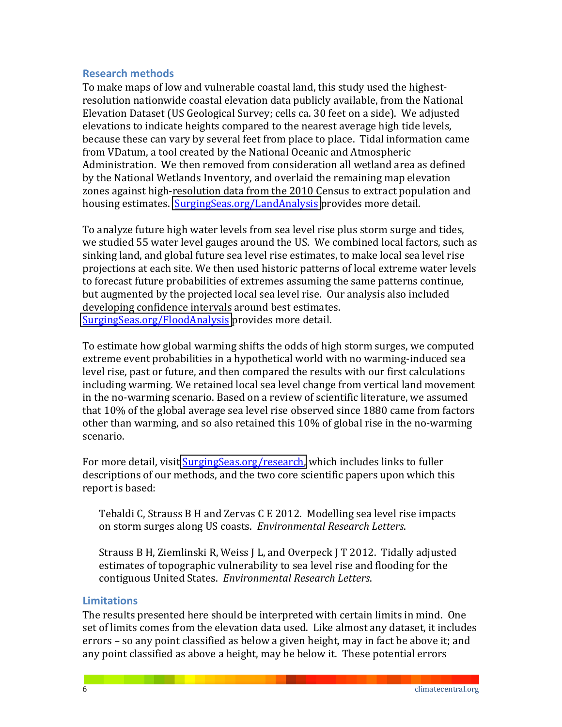## Research methods

To make maps of low and vulnerable coastal land, this study used the highest-resolution nationwide coastal elevation data publicly available, from the National Elevation Dataset (US Geological Survey; cells ca. 30 feet on a side). We adjusted elevations to indicate heights compared to the nearest average high tide levels, because these can vary by several feet from place to place. Tidal information came from VDatum, a tool created by the National Oceanic and Atmospheric Administration. We then removed from consideration all wetland area as defined by the National Wetlands Inventory, and overlaid the remaining map elevation zones against high-resolution data from the 2010 Census to extract population and housing estimates. SurgingSeas.org/LandAnalysis provides more detail.

To analyze future high water levels from sea level rise plus storm surge and tides, we studied 55 water level gauges around the US. We combined local factors, such as sinking land, and global future sea level rise estimates, to make local sea level rise projections at each site. We then used historic patterns of local extreme water levels to forecast future probabilities of extremes assuming the same patterns continue, but augmented by the projected local sea level rise. Our analysis also included developing confidence intervals around best estimates. SurgingSeas.org/FloodAnalysis provides more detail.

To estimate how global warming shifts the odds of high storm surges, we computed extreme event probabilities in a hypothetical world with no warming-induced sea level rise, past or future, and then compared the results with our first calculations including warming. We retained local sea level change from vertical land movement in the no-warming scenario. Based on a review of scientific literature, we assumed that 10% of the global average sea level rise observed since 1880 came from factors other than warming, and so also retained this 10% of global rise in the no-warming scenario.

For more detail, visit SurgingSeas.org/research, which includes links to fuller descriptions of our methods, and the two core scientific papers upon which this report is based:

> Tebaldi C, Strauss B H and Zervas C E 2012. Modelling sea level rise impacts on storm surges along US coasts. *Environmental Research Letters*.
>
> Strauss B H, Ziemlinski R, Weiss J L, and Overpeck J T 2012. Tidally adjusted estimates of topographic vulnerability to sea level rise and flooding for the contiguous United States. *Environmental Research Letters*.

## Limitations

The results presented here should be interpreted with certain limits in mind. One set of limits comes from the elevation data used. Like almost any dataset, it includes errors – so any point classified as below a given height, may in fact be above it; and any point classified as above a height, may be below it. These potential errors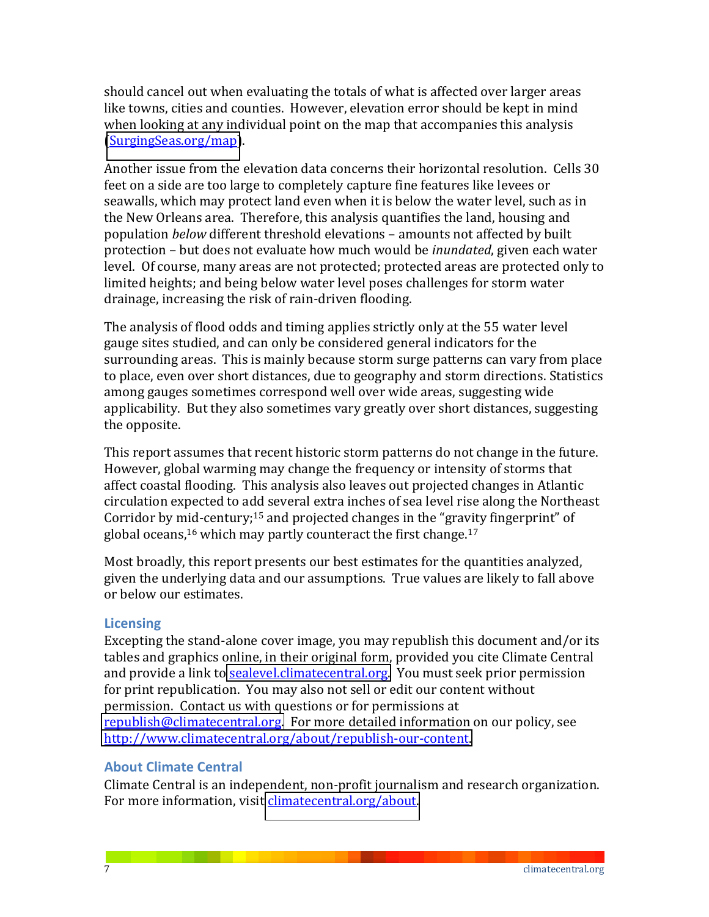should cancel out when evaluating the totals of what is affected over larger areas like towns, cities and counties. However, elevation error should be kept in mind when looking at any individual point on the map that accompanies this analysis (SurgingSeas.org/map).

Another issue from the elevation data concerns their horizontal resolution. Cells 30 feet on a side are too large to completely capture fine features like levees or seawalls, which may protect land even when it is below the water level, such as in the New Orleans area. Therefore, this analysis quantifies the land, housing and population *below* different threshold elevations – amounts not affected by built protection – but does not evaluate how much would be *inundated*, given each water level. Of course, many areas are not protected; protected areas are protected only to limited heights; and being below water level poses challenges for storm water drainage, increasing the risk of rain-driven flooding.

The analysis of flood odds and timing applies strictly only at the 55 water level gauge sites studied, and can only be considered general indicators for the surrounding areas. This is mainly because storm surge patterns can vary from place to place, even over short distances, due to geography and storm directions. Statistics among gauges sometimes correspond well over wide areas, suggesting wide applicability. But they also sometimes vary greatly over short distances, suggesting the opposite.

This report assumes that recent historic storm patterns do not change in the future. However, global warming may change the frequency or intensity of storms that affect coastal flooding. This analysis also leaves out projected changes in Atlantic circulation expected to add several extra inches of sea level rise along the Northeast Corridor by mid-century;[15] and projected changes in the "gravity fingerprint" of global oceans,[16] which may partly counteract the first change.[17]

Most broadly, this report presents our best estimates for the quantities analyzed, given the underlying data and our assumptions. True values are likely to fall above or below our estimates.

## Licensing

Excepting the stand-alone cover image, you may republish this document and/or its tables and graphics online, in their original form, provided you cite Climate Central and provide a link to sealevel.climatecentral.org. You must seek prior permission for print republication. You may also not sell or edit our content without permission. Contact us with questions or for permissions at republish@climatecentral.org. For more detailed information on our policy, see http://www.climatecentral.org/about/republish-our-content.

## About Climate Central

Climate Central is an independent, non-profit journalism and research organization. For more information, visit climatecentral.org/about.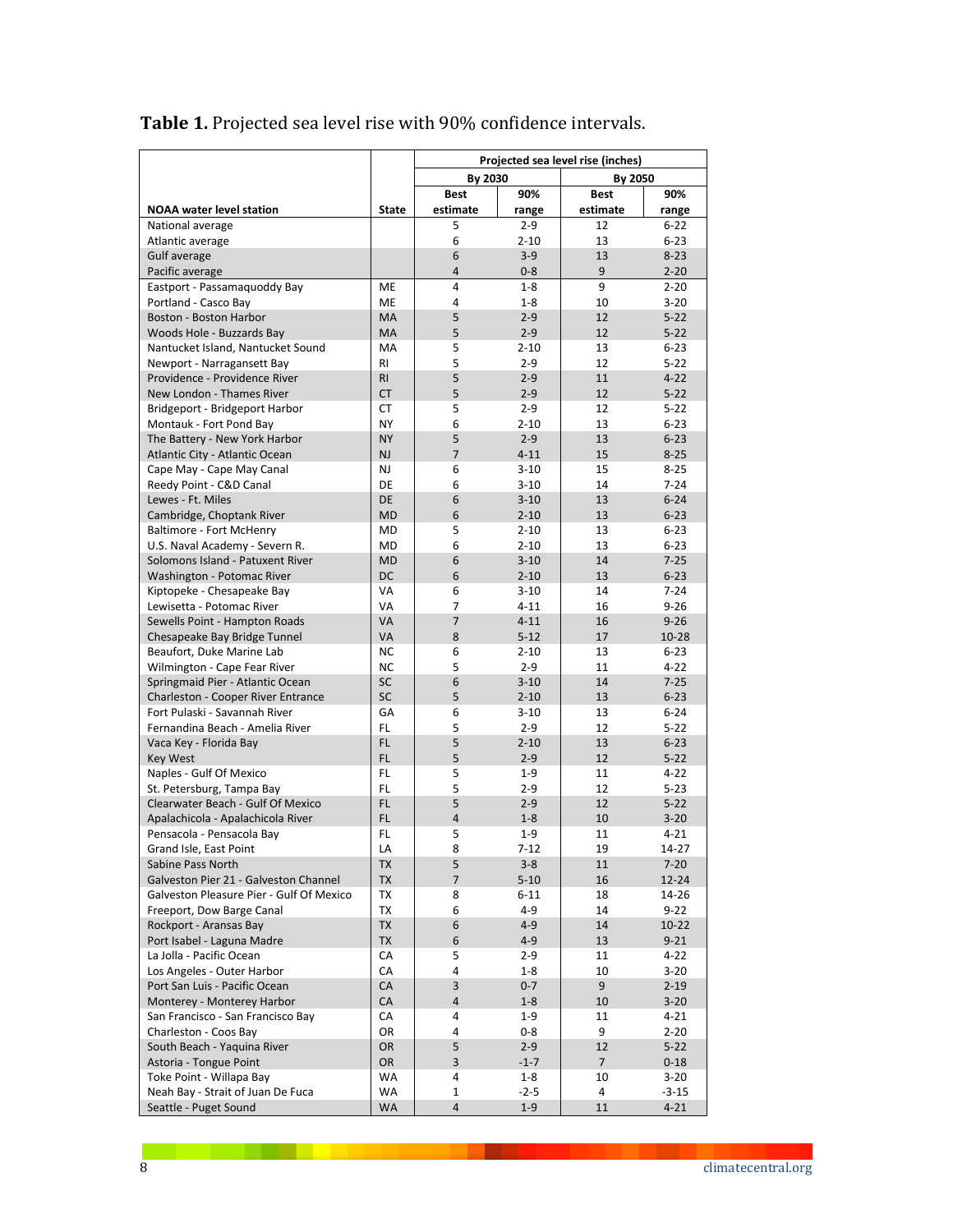**Table 1.** Projected sea level rise with 90% confidence intervals.

| | | Projected sea level rise (inches) | | | |
|---|---|---|---|---|---|
| | | By 2030 | | By 2050 | |
| NOAA water level station | State | Best estimate | 90% range | Best estimate | 90% range |
| National average | | 5 | 2-9 | 12 | 6-22 |
| Atlantic average | | 6 | 2-10 | 13 | 6-23 |
| Gulf average | | 6 | 3-9 | 13 | 8-23 |
| Pacific average | | 4 | 0-8 | 9 | 2-20 |
| Eastport - Passamaquoddy Bay | ME | 4 | 1-8 | 9 | 2-20 |
| Portland - Casco Bay | ME | 4 | 1-8 | 10 | 3-20 |
| Boston - Boston Harbor | MA | 5 | 2-9 | 12 | 5-22 |
| Woods Hole - Buzzards Bay | MA | 5 | 2-9 | 12 | 5-22 |
| Nantucket Island, Nantucket Sound | MA | 5 | 2-10 | 13 | 6-23 |
| Newport - Narragansett Bay | RI | 5 | 2-9 | 12 | 5-22 |
| Providence - Providence River | RI | 5 | 2-9 | 11 | 4-22 |
| New London - Thames River | CT | 5 | 2-9 | 12 | 5-22 |
| Bridgeport - Bridgeport Harbor | CT | 5 | 2-9 | 12 | 5-22 |
| Montauk - Fort Pond Bay | NY | 6 | 2-10 | 13 | 6-23 |
| The Battery - New York Harbor | NY | 5 | 2-9 | 13 | 6-23 |
| Atlantic City - Atlantic Ocean | NJ | 7 | 4-11 | 15 | 8-25 |
| Cape May - Cape May Canal | NJ | 6 | 3-10 | 15 | 8-25 |
| Reedy Point - C&D Canal | DE | 6 | 3-10 | 14 | 7-24 |
| Lewes - Ft. Miles | DE | 6 | 3-10 | 13 | 6-24 |
| Cambridge, Choptank River | MD | 6 | 2-10 | 13 | 6-23 |
| Baltimore - Fort McHenry | MD | 5 | 2-10 | 13 | 6-23 |
| U.S. Naval Academy - Severn R. | MD | 6 | 2-10 | 13 | 6-23 |
| Solomons Island - Patuxent River | MD | 6 | 3-10 | 14 | 7-25 |
| Washington - Potomac River | DC | 6 | 2-10 | 13 | 6-23 |
| Kiptopeke - Chesapeake Bay | VA | 6 | 3-10 | 14 | 7-24 |
| Lewisetta - Potomac River | VA | 7 | 4-11 | 16 | 9-26 |
| Sewells Point - Hampton Roads | VA | 7 | 4-11 | 16 | 9-26 |
| Chesapeake Bay Bridge Tunnel | VA | 8 | 5-12 | 17 | 10-28 |
| Beaufort, Duke Marine Lab | NC | 6 | 2-10 | 13 | 6-23 |
| Wilmington - Cape Fear River | NC | 5 | 2-9 | 11 | 4-22 |
| Springmaid Pier - Atlantic Ocean | SC | 6 | 3-10 | 14 | 7-25 |
| Charleston - Cooper River Entrance | SC | 5 | 2-10 | 13 | 6-23 |
| Fort Pulaski - Savannah River | GA | 6 | 3-10 | 13 | 6-24 |
| Fernandina Beach - Amelia River | FL | 5 | 2-9 | 12 | 5-22 |
| Vaca Key - Florida Bay | FL | 5 | 2-10 | 13 | 6-23 |
| Key West | FL | 5 | 2-9 | 12 | 5-22 |
| Naples - Gulf Of Mexico | FL | 5 | 1-9 | 11 | 4-22 |
| St. Petersburg, Tampa Bay | FL | 5 | 2-9 | 12 | 5-23 |
| Clearwater Beach - Gulf Of Mexico | FL | 5 | 2-9 | 12 | 5-22 |
| Apalachicola - Apalachicola River | FL | 4 | 1-8 | 10 | 3-20 |
| Pensacola - Pensacola Bay | FL | 5 | 1-9 | 11 | 4-21 |
| Grand Isle, East Point | LA | 8 | 7-12 | 19 | 14-27 |
| Sabine Pass North | TX | 5 | 3-8 | 11 | 7-20 |
| Galveston Pier 21 - Galveston Channel | TX | 7 | 5-10 | 16 | 12-24 |
| Galveston Pleasure Pier - Gulf Of Mexico | TX | 8 | 6-11 | 18 | 14-26 |
| Freeport, Dow Barge Canal | TX | 6 | 4-9 | 14 | 9-22 |
| Rockport - Aransas Bay | TX | 6 | 4-9 | 14 | 10-22 |
| Port Isabel - Laguna Madre | TX | 6 | 4-9 | 13 | 9-21 |
| La Jolla - Pacific Ocean | CA | 5 | 2-9 | 11 | 4-22 |
| Los Angeles - Outer Harbor | CA | 4 | 1-8 | 10 | 3-20 |
| Port San Luis - Pacific Ocean | CA | 3 | 0-7 | 9 | 2-19 |
| Monterey - Monterey Harbor | CA | 4 | 1-8 | 10 | 3-20 |
| San Francisco - San Francisco Bay | CA | 4 | 1-9 | 11 | 4-21 |
| Charleston - Coos Bay | OR | 4 | 0-8 | 9 | 2-20 |
| South Beach - Yaquina River | OR | 5 | 2-9 | 12 | 5-22 |
| Astoria - Tongue Point | OR | 3 | -1-7 | 7 | 0-18 |
| Toke Point - Willapa Bay | WA | 4 | 1-8 | 10 | 3-20 |
| Neah Bay - Strait of Juan De Fuca | WA | 1 | -2-5 | 4 | -3-15 |
| Seattle - Puget Sound | WA | 4 | 1-9 | 11 | 4-21 |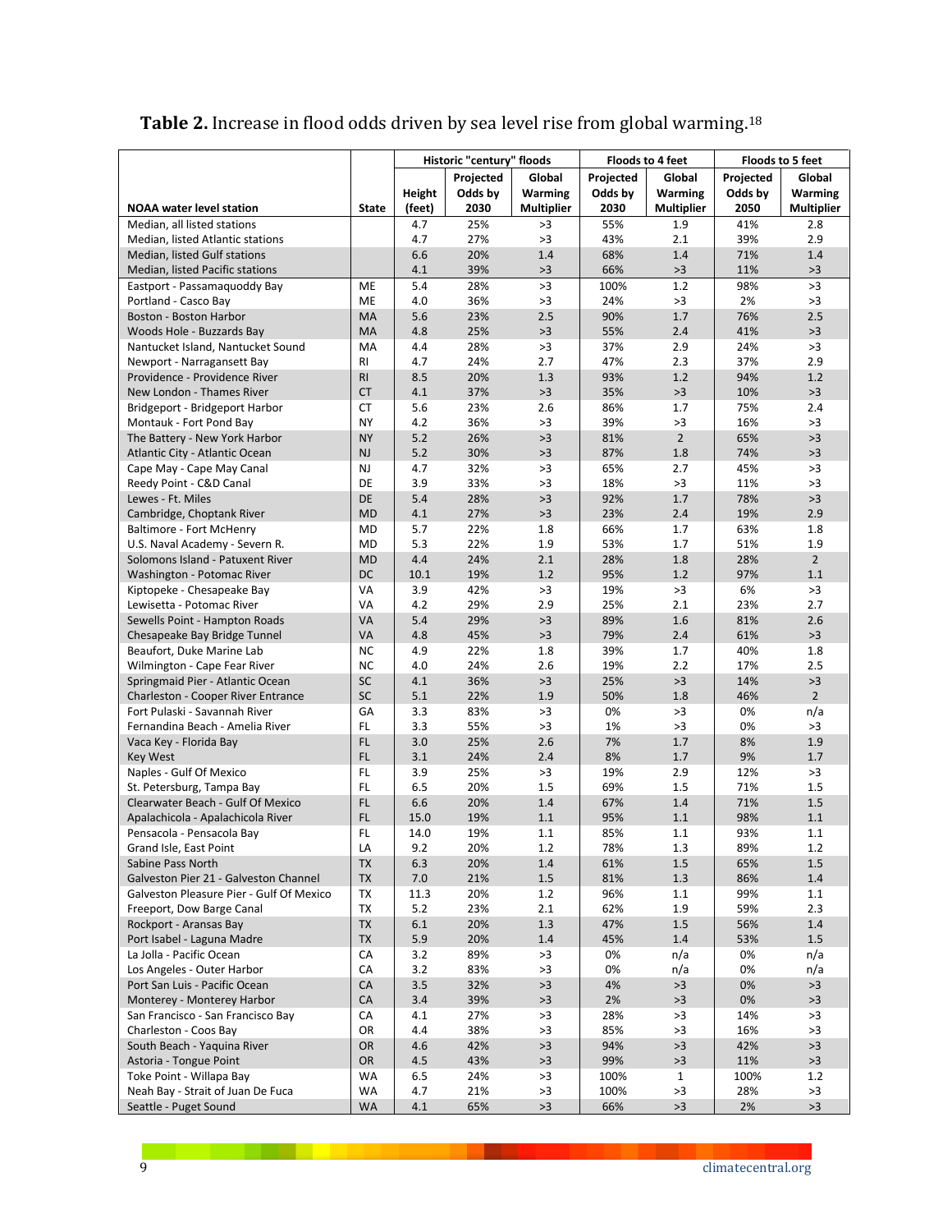**Table 2.** Increase in flood odds driven by sea level rise from global warming.[18]

| | | Historic "century" floods | | | Floods to 4 feet | | Floods to 5 feet | |
|---|---|---|---|---|---|---|---|---|
| NOAA water level station | State | Height (feet) | Projected Odds by 2030 | Global Warming Multiplier | Projected Odds by 2030 | Global Warming Multiplier | Projected Odds by 2050 | Global Warming Multiplier |
| Median, all listed stations | | 4.7 | 25% | >3 | 55% | 1.9 | 41% | 2.8 |
| Median, listed Atlantic stations | | 4.7 | 27% | >3 | 43% | 2.1 | 39% | 2.9 |
| Median, listed Gulf stations | | 6.6 | 20% | 1.4 | 68% | 1.4 | 71% | 1.4 |
| Median, listed Pacific stations | | 4.1 | 39% | >3 | 66% | >3 | 11% | >3 |
| Eastport - Passamaquoddy Bay | ME | 5.4 | 28% | >3 | 100% | 1.2 | 98% | >3 |
| Portland - Casco Bay | ME | 4.0 | 36% | >3 | 24% | >3 | 2% | >3 |
| Boston - Boston Harbor | MA | 5.6 | 23% | 2.5 | 90% | 1.7 | 76% | 2.5 |
| Woods Hole - Buzzards Bay | MA | 4.8 | 25% | >3 | 55% | 2.4 | 41% | >3 |
| Nantucket Island, Nantucket Sound | MA | 4.4 | 28% | >3 | 37% | 2.9 | 24% | >3 |
| Newport - Narragansett Bay | RI | 4.7 | 24% | 2.7 | 47% | 2.3 | 37% | 2.9 |
| Providence - Providence River | RI | 8.5 | 20% | 1.3 | 93% | 1.2 | 94% | 1.2 |
| New London - Thames River | CT | 4.1 | 37% | >3 | 35% | >3 | 10% | >3 |
| Bridgeport - Bridgeport Harbor | CT | 5.6 | 23% | 2.6 | 86% | 1.7 | 75% | 2.4 |
| Montauk - Fort Pond Bay | NY | 4.2 | 36% | >3 | 39% | >3 | 16% | >3 |
| The Battery - New York Harbor | NY | 5.2 | 26% | >3 | 81% | 2 | 65% | >3 |
| Atlantic City - Atlantic Ocean | NJ | 5.2 | 30% | >3 | 87% | 1.8 | 74% | >3 |
| Cape May - Cape May Canal | NJ | 4.7 | 32% | >3 | 65% | 2.7 | 45% | >3 |
| Reedy Point - C&D Canal | DE | 3.9 | 33% | >3 | 18% | >3 | 11% | >3 |
| Lewes - Ft. Miles | DE | 5.4 | 28% | >3 | 92% | 1.7 | 78% | >3 |
| Cambridge, Choptank River | MD | 4.1 | 27% | >3 | 23% | 2.4 | 19% | 2.9 |
| Baltimore - Fort McHenry | MD | 5.7 | 22% | 1.8 | 66% | 1.7 | 63% | 1.8 |
| U.S. Naval Academy - Severn R. | MD | 5.3 | 22% | 1.9 | 53% | 1.7 | 51% | 1.9 |
| Solomons Island - Patuxent River | MD | 4.4 | 24% | 2.1 | 28% | 1.8 | 28% | 2 |
| Washington - Potomac River | DC | 10.1 | 19% | 1.2 | 95% | 1.2 | 97% | 1.1 |
| Kiptopeke - Chesapeake Bay | VA | 3.9 | 42% | >3 | 19% | >3 | 6% | >3 |
| Lewisetta - Potomac River | VA | 4.2 | 29% | 2.9 | 25% | 2.1 | 23% | 2.7 |
| Sewells Point - Hampton Roads | VA | 5.4 | 29% | >3 | 89% | 1.6 | 81% | 2.6 |
| Chesapeake Bay Bridge Tunnel | VA | 4.8 | 45% | >3 | 79% | 2.4 | 61% | >3 |
| Beaufort, Duke Marine Lab | NC | 4.9 | 22% | 1.8 | 39% | 1.7 | 40% | 1.8 |
| Wilmington - Cape Fear River | NC | 4.0 | 24% | 2.6 | 19% | 2.2 | 17% | 2.5 |
| Springmaid Pier - Atlantic Ocean | SC | 4.1 | 36% | >3 | 25% | >3 | 14% | >3 |
| Charleston - Cooper River Entrance | SC | 5.1 | 22% | 1.9 | 50% | 1.8 | 46% | 2 |
| Fort Pulaski - Savannah River | GA | 3.3 | 83% | >3 | 0% | >3 | 0% | n/a |
| Fernandina Beach - Amelia River | FL | 3.3 | 55% | >3 | 1% | >3 | 0% | >3 |
| Vaca Key - Florida Bay | FL | 3.0 | 25% | 2.6 | 7% | 1.7 | 8% | 1.9 |
| Key West | FL | 3.1 | 24% | 2.4 | 8% | 1.7 | 9% | 1.7 |
| Naples - Gulf Of Mexico | FL | 3.9 | 25% | >3 | 19% | 2.9 | 12% | >3 |
| St. Petersburg, Tampa Bay | FL | 6.5 | 20% | 1.5 | 69% | 1.5 | 71% | 1.5 |
| Clearwater Beach - Gulf Of Mexico | FL | 6.6 | 20% | 1.4 | 67% | 1.4 | 71% | 1.5 |
| Apalachicola - Apalachicola River | FL | 15.0 | 19% | 1.1 | 95% | 1.1 | 98% | 1.1 |
| Pensacola - Pensacola Bay | FL | 14.0 | 19% | 1.1 | 85% | 1.1 | 93% | 1.1 |
| Grand Isle, East Point | LA | 9.2 | 20% | 1.2 | 78% | 1.3 | 89% | 1.2 |
| Sabine Pass North | TX | 6.3 | 20% | 1.4 | 61% | 1.5 | 65% | 1.5 |
| Galveston Pier 21 - Galveston Channel | TX | 7.0 | 21% | 1.5 | 81% | 1.3 | 86% | 1.4 |
| Galveston Pleasure Pier - Gulf Of Mexico | TX | 11.3 | 20% | 1.2 | 96% | 1.1 | 99% | 1.1 |
| Freeport, Dow Barge Canal | TX | 5.2 | 23% | 2.1 | 62% | 1.9 | 59% | 2.3 |
| Rockport - Aransas Bay | TX | 6.1 | 20% | 1.3 | 47% | 1.5 | 56% | 1.4 |
| Port Isabel - Laguna Madre | TX | 5.9 | 20% | 1.4 | 45% | 1.4 | 53% | 1.5 |
| La Jolla - Pacific Ocean | CA | 3.2 | 89% | >3 | 0% | n/a | 0% | n/a |
| Los Angeles - Outer Harbor | CA | 3.2 | 83% | >3 | 0% | n/a | 0% | n/a |
| Port San Luis - Pacific Ocean | CA | 3.5 | 32% | >3 | 4% | >3 | 0% | >3 |
| Monterey - Monterey Harbor | CA | 3.4 | 39% | >3 | 2% | >3 | 0% | >3 |
| San Francisco - San Francisco Bay | CA | 4.1 | 27% | >3 | 28% | >3 | 14% | >3 |
| Charleston - Coos Bay | OR | 4.4 | 38% | >3 | 85% | >3 | 16% | >3 |
| South Beach - Yaquina River | OR | 4.6 | 42% | >3 | 94% | >3 | 42% | >3 |
| Astoria - Tongue Point | OR | 4.5 | 43% | >3 | 99% | >3 | 11% | >3 |
| Toke Point - Willapa Bay | WA | 6.5 | 24% | >3 | 100% | 1 | 100% | 1.2 |
| Neah Bay - Strait of Juan De Fuca | WA | 4.7 | 21% | >3 | 100% | >3 | 28% | >3 |
| Seattle - Puget Sound | WA | 4.1 | 65% | >3 | 66% | >3 | 2% | >3 |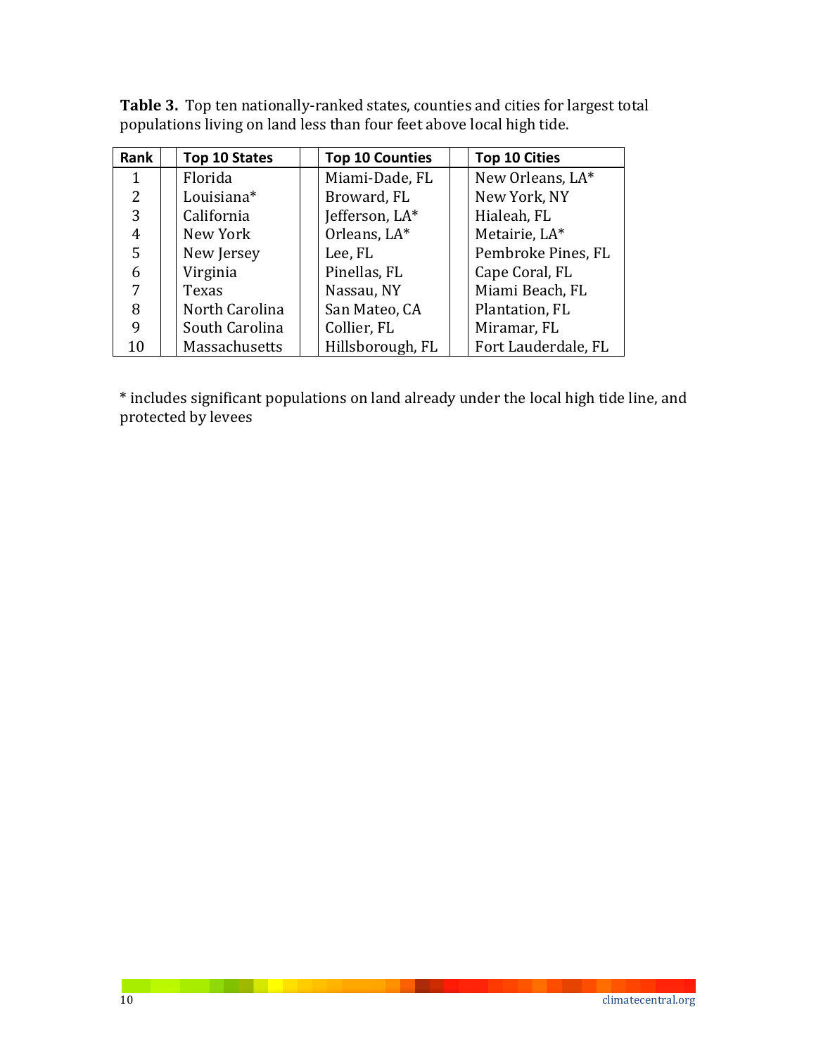**Table 3.** Top ten nationally-ranked states, counties and cities for largest total populations living on land less than four feet above local high tide.

| Rank | Top 10 States | Top 10 Counties | Top 10 Cities |
|---|---|---|---|
| 1 | Florida | Miami-Dade, FL | New Orleans, LA* |
| 2 | Louisiana* | Broward, FL | New York, NY |
| 3 | California | Jefferson, LA* | Hialeah, FL |
| 4 | New York | Orleans, LA* | Metairie, LA* |
| 5 | New Jersey | Lee, FL | Pembroke Pines, FL |
| 6 | Virginia | Pinellas, FL | Cape Coral, FL |
| 7 | Texas | Nassau, NY | Miami Beach, FL |
| 8 | North Carolina | San Mateo, CA | Plantation, FL |
| 9 | South Carolina | Collier, FL | Miramar, FL |
| 10 | Massachusetts | Hillsborough, FL | Fort Lauderdale, FL |

* includes significant populations on land already under the local high tide line, and protected by levees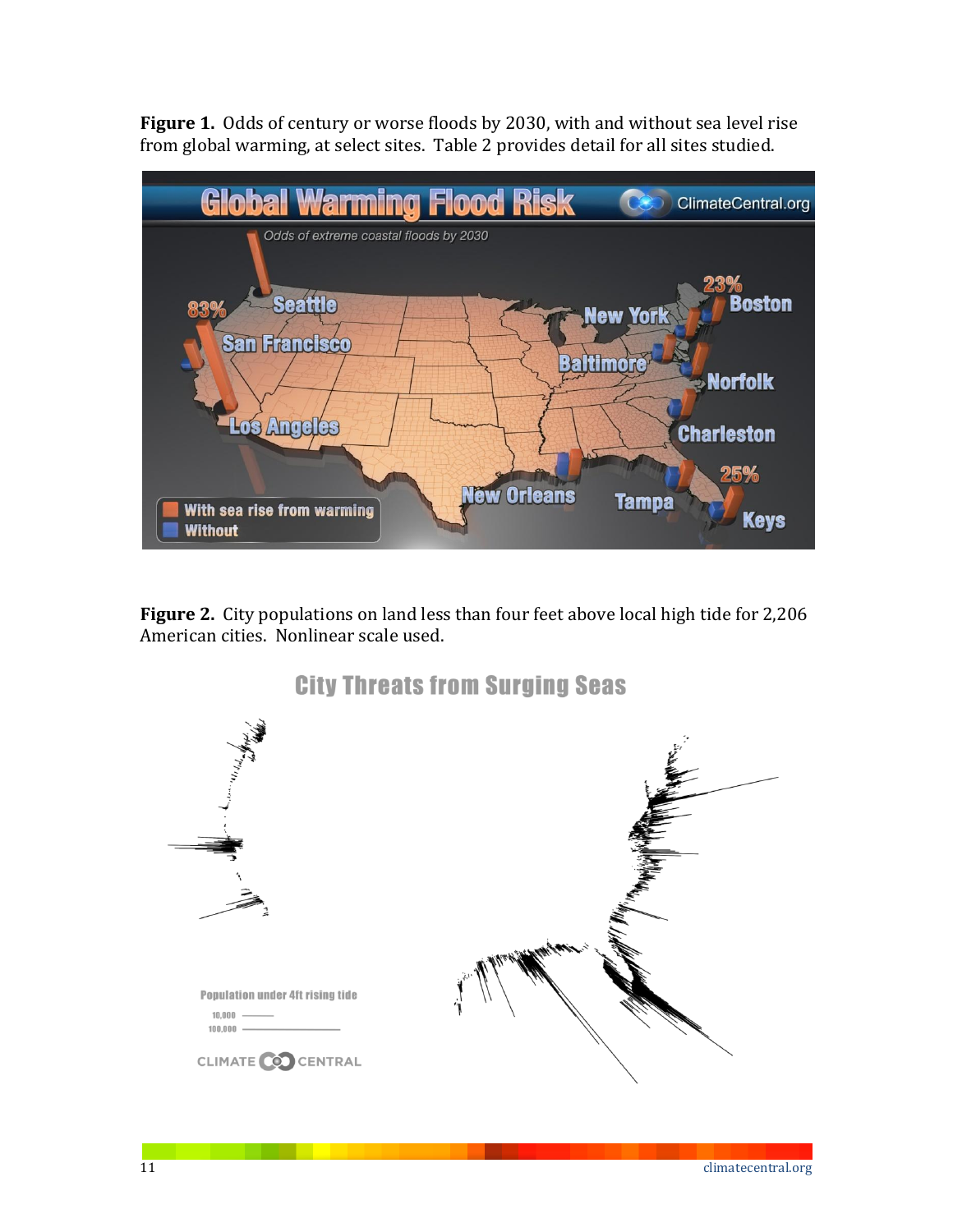**Figure 1.** Odds of century or worse floods by 2030, with and without sea level rise from global warming, at select sites. Table 2 provides detail for all sites studied.

**Figure 2.** City populations on land less than four feet above local high tide for 2,206 American cities. Nonlinear scale used.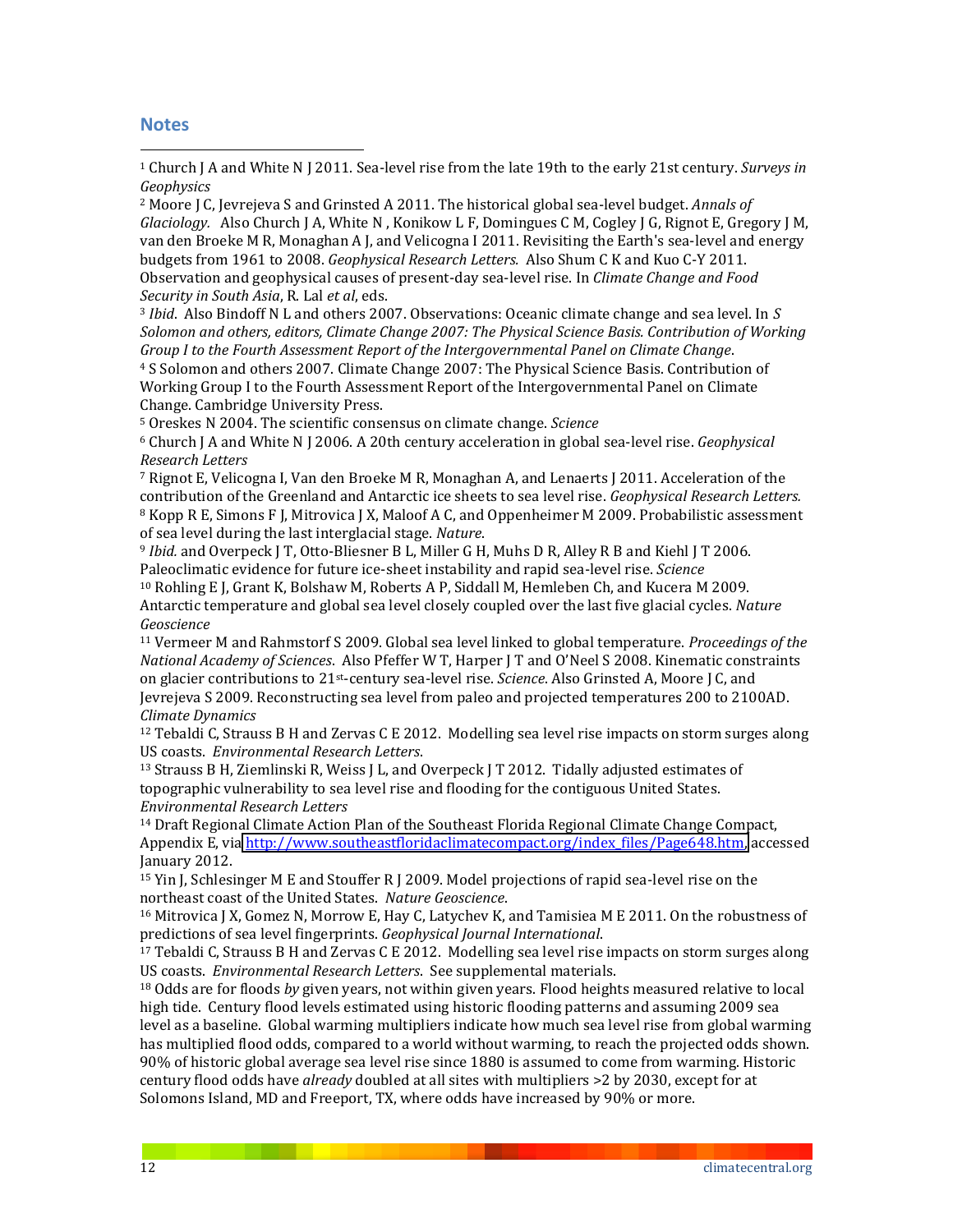## Notes

[1] Church J A and White N J 2011. Sea-level rise from the late 19th to the early 21st century. *Surveys in Geophysics*

[2] Moore J C, Jevrejeva S and Grinsted A 2011. The historical global sea-level budget. *Annals of Glaciology.* Also Church J A, White N , Konikow L F, Domingues C M, Cogley J G, Rignot E, Gregory J M, van den Broeke M R, Monaghan A J, and Velicogna I 2011. Revisiting the Earth's sea-level and energy budgets from 1961 to 2008. *Geophysical Research Letters.* Also Shum C K and Kuo C-Y 2011. Observation and geophysical causes of present-day sea-level rise. In *Climate Change and Food Security in South Asia*, R. Lal *et al*, eds.

[3] *Ibid*. Also Bindoff N L and others 2007. Observations: Oceanic climate change and sea level. In *S Solomon and others, editors, Climate Change 2007: The Physical Science Basis. Contribution of Working Group I to the Fourth Assessment Report of the Intergovernmental Panel on Climate Change*.

[4] S Solomon and others 2007. Climate Change 2007: The Physical Science Basis. Contribution of Working Group I to the Fourth Assessment Report of the Intergovernmental Panel on Climate Change. Cambridge University Press.

[5] Oreskes N 2004. The scientific consensus on climate change. *Science*

[6] Church J A and White N J 2006. A 20th century acceleration in global sea-level rise. *Geophysical Research Letters*

[7] Rignot E, Velicogna I, Van den Broeke M R, Monaghan A, and Lenaerts J 2011. Acceleration of the contribution of the Greenland and Antarctic ice sheets to sea level rise. *Geophysical Research Letters.*

[8] Kopp R E, Simons F J, Mitrovica J X, Maloof A C, and Oppenheimer M 2009. Probabilistic assessment of sea level during the last interglacial stage. *Nature*.

[9] *Ibid.* and Overpeck J T, Otto-Bliesner B L, Miller G H, Muhs D R, Alley R B and Kiehl J T 2006. Paleoclimatic evidence for future ice-sheet instability and rapid sea-level rise. *Science*

[10] Rohling E J, Grant K, Bolshaw M, Roberts A P, Siddall M, Hemleben Ch, and Kucera M 2009. Antarctic temperature and global sea level closely coupled over the last five glacial cycles. *Nature Geoscience*

[11] Vermeer M and Rahmstorf S 2009. Global sea level linked to global temperature. *Proceedings of the National Academy of Sciences*. Also Pfeffer W T, Harper J T and O'Neel S 2008. Kinematic constraints on glacier contributions to 21st-century sea-level rise. *Science*. Also Grinsted A, Moore J C, and Jevrejeva S 2009. Reconstructing sea level from paleo and projected temperatures 200 to 2100AD. *Climate Dynamics*

[12] Tebaldi C, Strauss B H and Zervas C E 2012. Modelling sea level rise impacts on storm surges along US coasts. *Environmental Research Letters*.

[13] Strauss B H, Ziemlinski R, Weiss J L, and Overpeck J T 2012. Tidally adjusted estimates of topographic vulnerability to sea level rise and flooding for the contiguous United States. *Environmental Research Letters*

[14] Draft Regional Climate Action Plan of the Southeast Florida Regional Climate Change Compact, Appendix E, via http://www.southeastfloridaclimatecompact.org/index_files/Page648.htm, accessed January 2012.

[15] Yin J, Schlesinger M E and Stouffer R J 2009. Model projections of rapid sea-level rise on the northeast coast of the United States. *Nature Geoscience*.

[16] Mitrovica J X, Gomez N, Morrow E, Hay C, Latychev K, and Tamisiea M E 2011. On the robustness of predictions of sea level fingerprints. *Geophysical Journal International*.

[17] Tebaldi C, Strauss B H and Zervas C E 2012. Modelling sea level rise impacts on storm surges along US coasts. *Environmental Research Letters*. See supplemental materials.

[18] Odds are for floods *by* given years, not within given years. Flood heights measured relative to local high tide. Century flood levels estimated using historic flooding patterns and assuming 2009 sea level as a baseline. Global warming multipliers indicate how much sea level rise from global warming has multiplied flood odds, compared to a world without warming, to reach the projected odds shown. 90% of historic global average sea level rise since 1880 is assumed to come from warming. Historic century flood odds have *already* doubled at all sites with multipliers >2 by 2030, except for at Solomons Island, MD and Freeport, TX, where odds have increased by 90% or more.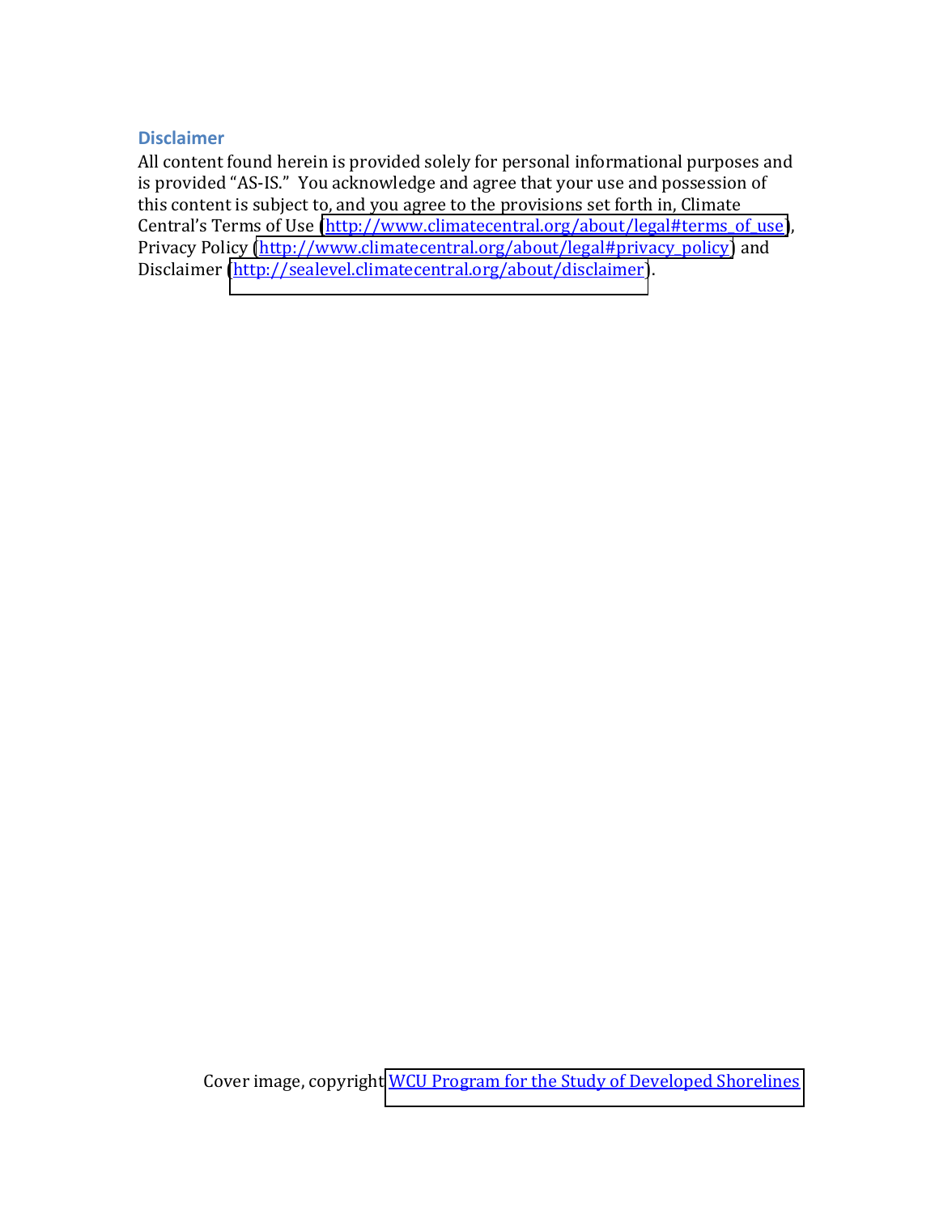## Disclaimer

All content found herein is provided solely for personal informational purposes and is provided "AS-IS." You acknowledge and agree that your use and possession of this content is subject to, and you agree to the provisions set forth in, Climate Central's Terms of Use (http://www.climatecentral.org/about/legal#terms_of_use), Privacy Policy (http://www.climatecentral.org/about/legal#privacy_policy) and Disclaimer (http://sealevel.climatecentral.org/about/disclaimer).

Cover image, copyright WCU Program for the Study of Developed Shorelines